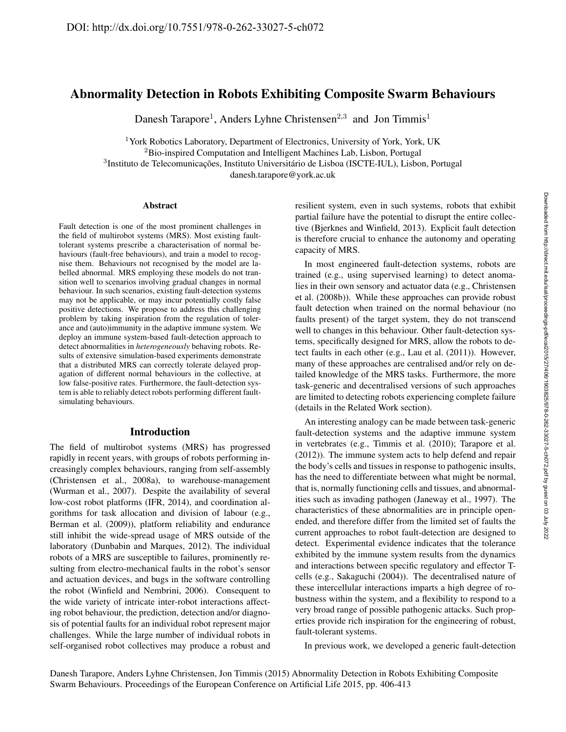DOI: http://dx.doi.org/10.7551/978-0-262-33027-5-ch072

# Abnormality Detection in Robots Exhibiting Composite Swarm Behaviours

Danesh Tarapore[1], Anders Lyhne Christensen[2,3] and Jon Timmis[1]

[1]York Robotics Laboratory, Department of Electronics, University of York, York, UK
[2]Bio-inspired Computation and Intelligent Machines Lab, Lisbon, Portugal
[3]Instituto de Telecomunicações, Instituto Universitário de Lisboa (ISCTE-IUL), Lisbon, Portugal
danesh.tarapore@york.ac.uk

## Abstract

Fault detection is one of the most prominent challenges in the field of multirobot systems (MRS). Most existing fault-tolerant systems prescribe a characterisation of normal behaviours (fault-free behaviours), and train a model to recognise them. Behaviours not recognised by the model are labelled abnormal. MRS employing these models do not transition well to scenarios involving gradual changes in normal behaviour. In such scenarios, existing fault-detection systems may not be applicable, or may incur potentially costly false positive detections. We propose to address this challenging problem by taking inspiration from the regulation of tolerance and (auto)immunity in the adaptive immune system. We deploy an immune system-based fault-detection approach to detect abnormalities in *heterogeneously* behaving robots. Results of extensive simulation-based experiments demonstrate that a distributed MRS can correctly tolerate delayed propagation of different normal behaviours in the collective, at low false-positive rates. Furthermore, the fault-detection system is able to reliably detect robots performing different fault-simulating behaviours.

## Introduction

The field of multirobot systems (MRS) has progressed rapidly in recent years, with groups of robots performing increasingly complex behaviours, ranging from self-assembly (Christensen et al., 2008a), to warehouse-management (Wurman et al., 2007). Despite the availability of several low-cost robot platforms (IFR, 2014), and coordination algorithms for task allocation and division of labour (e.g., Berman et al. (2009)), platform reliability and endurance still inhibit the wide-spread usage of MRS outside of the laboratory (Dunbabin and Marques, 2012). The individual robots of a MRS are susceptible to failures, prominently resulting from electro-mechanical faults in the robot's sensor and actuation devices, and bugs in the software controlling the robot (Winfield and Nembrini, 2006). Consequent to the wide variety of intricate inter-robot interactions affecting robot behaviour, the prediction, detection and/or diagnosis of potential faults for an individual robot represent major challenges. While the large number of individual robots in self-organised robot collectives may produce a robust and resilient system, even in such systems, robots that exhibit partial failure have the potential to disrupt the entire collective (Bjerknes and Winfield, 2013). Explicit fault detection is therefore crucial to enhance the autonomy and operating capacity of MRS.

In most engineered fault-detection systems, robots are trained (e.g., using supervised learning) to detect anomalies in their own sensory and actuator data (e.g., Christensen et al. (2008b)). While these approaches can provide robust fault detection when trained on the normal behaviour (no faults present) of the target system, they do not transcend well to changes in this behaviour. Other fault-detection systems, specifically designed for MRS, allow the robots to detect faults in each other (e.g., Lau et al. (2011)). However, many of these approaches are centralised and/or rely on detailed knowledge of the MRS tasks. Furthermore, the more task-generic and decentralised versions of such approaches are limited to detecting robots experiencing complete failure (details in the Related Work section).

An interesting analogy can be made between task-generic fault-detection systems and the adaptive immune system in vertebrates (e.g., Timmis et al. (2010); Tarapore et al. (2012)). The immune system acts to help defend and repair the body's cells and tissues in response to pathogenic insults, has the need to differentiate between what might be normal, that is, normally functioning cells and tissues, and abnormalities such as invading pathogen (Janeway et al., 1997). The characteristics of these abnormalities are in principle open-ended, and therefore differ from the limited set of faults the current approaches to robot fault-detection are designed to detect. Experimental evidence indicates that the tolerance exhibited by the immune system results from the dynamics and interactions between specific regulatory and effector T-cells (e.g., Sakaguchi (2004)). The decentralised nature of these intercellular interactions imparts a high degree of robustness within the system, and a flexibility to respond to a very broad range of possible pathogenic attacks. Such properties provide rich inspiration for the engineering of robust, fault-tolerant systems.

In previous work, we developed a generic fault-detection

Danesh Tarapore, Anders Lyhne Christensen, Jon Timmis (2015) Abnormality Detection in Robots Exhibiting Composite Swarm Behaviours. Proceedings of the European Conference on Artificial Life 2015, pp. 406-413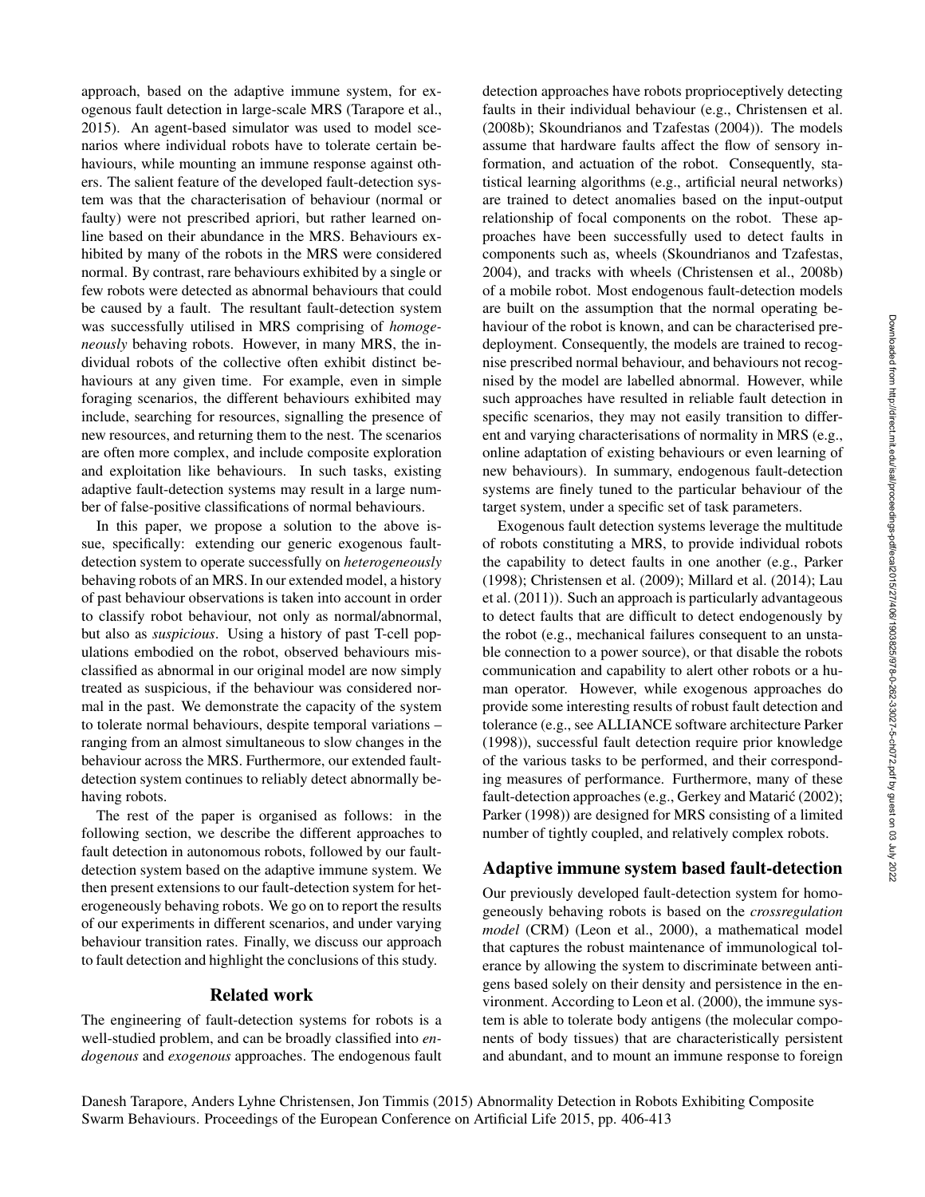approach, based on the adaptive immune system, for exogenous fault detection in large-scale MRS (Tarapore et al., 2015). An agent-based simulator was used to model scenarios where individual robots have to tolerate certain behaviours, while mounting an immune response against others. The salient feature of the developed fault-detection system was that the characterisation of behaviour (normal or faulty) were not prescribed apriori, but rather learned online based on their abundance in the MRS. Behaviours exhibited by many of the robots in the MRS were considered normal. By contrast, rare behaviours exhibited by a single or few robots were detected as abnormal behaviours that could be caused by a fault. The resultant fault-detection system was successfully utilised in MRS comprising of *homogeneously* behaving robots. However, in many MRS, the individual robots of the collective often exhibit distinct behaviours at any given time. For example, even in simple foraging scenarios, the different behaviours exhibited may include, searching for resources, signalling the presence of new resources, and returning them to the nest. The scenarios are often more complex, and include composite exploration and exploitation like behaviours. In such tasks, existing adaptive fault-detection systems may result in a large number of false-positive classifications of normal behaviours.

In this paper, we propose a solution to the above issue, specifically: extending our generic exogenous fault-detection system to operate successfully on *heterogeneously* behaving robots of an MRS. In our extended model, a history of past behaviour observations is taken into account in order to classify robot behaviour, not only as normal/abnormal, but also as *suspicious*. Using a history of past T-cell populations embodied on the robot, observed behaviours misclassified as abnormal in our original model are now simply treated as suspicious, if the behaviour was considered normal in the past. We demonstrate the capacity of the system to tolerate normal behaviours, despite temporal variations – ranging from an almost simultaneous to slow changes in the behaviour across the MRS. Furthermore, our extended fault-detection system continues to reliably detect abnormally behaving robots.

The rest of the paper is organised as follows: in the following section, we describe the different approaches to fault detection in autonomous robots, followed by our fault-detection system based on the adaptive immune system. We then present extensions to our fault-detection system for heterogeneously behaving robots. We go on to report the results of our experiments in different scenarios, and under varying behaviour transition rates. Finally, we discuss our approach to fault detection and highlight the conclusions of this study.

## Related work

The engineering of fault-detection systems for robots is a well-studied problem, and can be broadly classified into *endogenous* and *exogenous* approaches. The endogenous fault detection approaches have robots proprioceptively detecting faults in their individual behaviour (e.g., Christensen et al. (2008b); Skoundrianos and Tzafestas (2004)). The models assume that hardware faults affect the flow of sensory information, and actuation of the robot. Consequently, statistical learning algorithms (e.g., artificial neural networks) are trained to detect anomalies based on the input-output relationship of focal components on the robot. These approaches have been successfully used to detect faults in components such as, wheels (Skoundrianos and Tzafestas, 2004), and tracks with wheels (Christensen et al., 2008b) of a mobile robot. Most endogenous fault-detection models are built on the assumption that the normal operating behaviour of the robot is known, and can be characterised pre-deployment. Consequently, the models are trained to recognise prescribed normal behaviour, and behaviours not recognised by the model are labelled abnormal. However, while such approaches have resulted in reliable fault detection in specific scenarios, they may not easily transition to different and varying characterisations of normality in MRS (e.g., online adaptation of existing behaviours or even learning of new behaviours). In summary, endogenous fault-detection systems are finely tuned to the particular behaviour of the target system, under a specific set of task parameters.

Exogenous fault detection systems leverage the multitude of robots constituting a MRS, to provide individual robots the capability to detect faults in one another (e.g., Parker (1998); Christensen et al. (2009); Millard et al. (2014); Lau et al. (2011)). Such an approach is particularly advantageous to detect faults that are difficult to detect endogenously by the robot (e.g., mechanical failures consequent to an unstable connection to a power source), or that disable the robots communication and capability to alert other robots or a human operator. However, while exogenous approaches do provide some interesting results of robust fault detection and tolerance (e.g., see ALLIANCE software architecture Parker (1998)), successful fault detection require prior knowledge of the various tasks to be performed, and their corresponding measures of performance. Furthermore, many of these fault-detection approaches (e.g., Gerkey and Matarić (2002); Parker (1998)) are designed for MRS consisting of a limited number of tightly coupled, and relatively complex robots.

## Adaptive immune system based fault-detection

Our previously developed fault-detection system for homogeneously behaving robots is based on the *crossregulation model* (CRM) (Leon et al., 2000), a mathematical model that captures the robust maintenance of immunological tolerance by allowing the system to discriminate between antigens based solely on their density and persistence in the environment. According to Leon et al. (2000), the immune system is able to tolerate body antigens (the molecular components of body tissues) that are characteristically persistent and abundant, and to mount an immune response to foreign

Danesh Tarapore, Anders Lyhne Christensen, Jon Timmis (2015) Abnormality Detection in Robots Exhibiting Composite Swarm Behaviours. Proceedings of the European Conference on Artificial Life 2015, pp. 406-413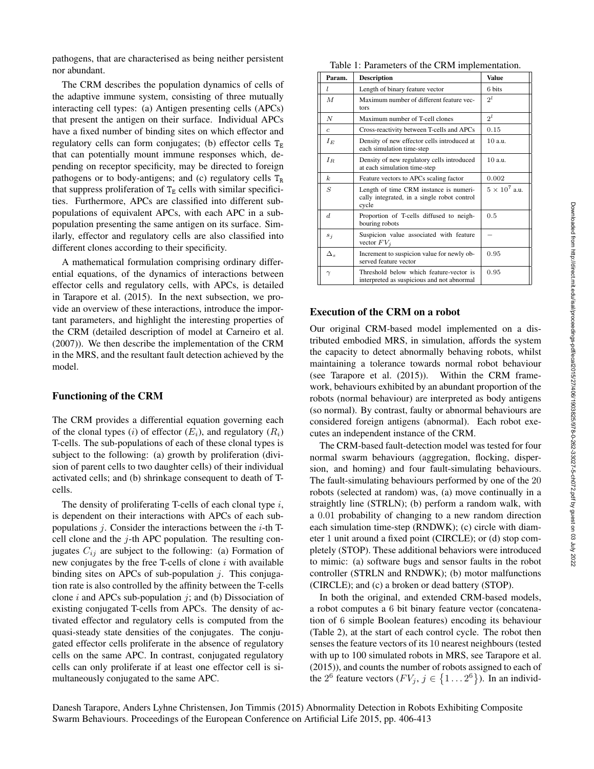pathogens, that are characterised as being neither persistent nor abundant.

The CRM describes the population dynamics of cells of the adaptive immune system, consisting of three mutually interacting cell types: (a) Antigen presenting cells (APCs) that present the antigen on their surface. Individual APCs have a fixed number of binding sites on which effector and regulatory cells can form conjugates; (b) effector cells $T_E$ that can potentially mount immune responses which, depending on receptor specificity, may be directed to foreign pathogens or to body-antigens; and (c) regulatory cells $T_R$ that suppress proliferation of $T_E$ cells with similar specificities. Furthermore, APCs are classified into different sub-populations of equivalent APCs, with each APC in a sub-population presenting the same antigen on its surface. Similarly, effector and regulatory cells are also classified into different clones according to their specificity.

A mathematical formulation comprising ordinary differential equations, of the dynamics of interactions between effector cells and regulatory cells, with APCs, is detailed in Tarapore et al. (2015). In the next subsection, we provide an overview of these interactions, introduce the important parameters, and highlight the interesting properties of the CRM (detailed description of model at Carneiro et al. (2007)). We then describe the implementation of the CRM in the MRS, and the resultant fault detection achieved by the model.

## Functioning of the CRM

The CRM provides a differential equation governing each of the clonal types ($i$) of effector ($E_i$), and regulatory ($R_i$) T-cells. The sub-populations of each of these clonal types is subject to the following: (a) growth by proliferation (division of parent cells to two daughter cells) of their individual activated cells; and (b) shrinkage consequent to death of T-cells.

The density of proliferating T-cells of each clonal type $i$, is dependent on their interactions with APCs of each sub-populations $j$. Consider the interactions between the $i$-th T-cell clone and the $j$-th APC population. The resulting conjugates $C_{ij}$ are subject to the following: (a) Formation of new conjugates by the free T-cells of clone $i$ with available binding sites on APCs of sub-population $j$. This conjugation rate is also controlled by the affinity between the T-cells clone $i$ and APCs sub-population $j$; and (b) Dissociation of existing conjugated T-cells from APCs. The density of activated effector and regulatory cells is computed from the quasi-steady state densities of the conjugates. The conjugated effector cells proliferate in the absence of regulatory cells on the same APC. In contrast, conjugated regulatory cells can only proliferate if at least one effector cell is simultaneously conjugated to the same APC.

Table 1: Parameters of the CRM implementation.

| Param. | Description | Value |
|---|---|---|
| $l$ | Length of binary feature vector | 6 bits |
| $M$ | Maximum number of different feature vectors | $2^l$ |
| $N$ | Maximum number of T-cell clones | $2^l$ |
| $c$ | Cross-reactivity between T-cells and APCs | $0.15$ |
| $I_E$ | Density of new effector cells introduced at each simulation time-step | 10 a.u. |
| $I_R$ | Density of new regulatory cells introduced at each simulation time-step | 10 a.u. |
| $k$ | Feature vectors to APCs scaling factor | $0.002$ |
| $S$ | Length of time CRM instance is numerically integrated, in a single robot control cycle | $5 \times 10^7$ a.u. |
| $d$ | Proportion of T-cells diffused to neighbouring robots | $0.5$ |
| $s_j$ | Suspicion value associated with feature vector $FV_j$ | − |
| $\Delta_s$ | Increment to suspicion value for newly observed feature vector | $0.95$ |
| $\gamma$ | Threshold below which feature-vector is interpreted as suspicious and not abnormal | $0.95$ |

## Execution of the CRM on a robot

Our original CRM-based model implemented on a distributed embodied MRS, in simulation, affords the system the capacity to detect abnormally behaving robots, whilst maintaining a tolerance towards normal robot behaviour (see Tarapore et al. (2015)). Within the CRM framework, behaviours exhibited by an abundant proportion of the robots (normal behaviour) are interpreted as body antigens (so normal). By contrast, faulty or abnormal behaviours are considered foreign antigens (abnormal). Each robot executes an independent instance of the CRM.

The CRM-based fault-detection model was tested for four normal swarm behaviours (aggregation, flocking, dispersion, and homing) and four fault-simulating behaviours. The fault-simulating behaviours performed by one of the 20 robots (selected at random) was, (a) move continually in a straightly line (STRLN); (b) perform a random walk, with a 0.01 probability of changing to a new random direction each simulation time-step (RNDWK); (c) circle with diameter 1 unit around a fixed point (CIRCLE); or (d) stop completely (STOP). These additional behaviors were introduced to mimic: (a) software bugs and sensor faults in the robot controller (STRLN and RNDWK); (b) motor malfunctions (CIRCLE); and (c) a broken or dead battery (STOP).

In both the original, and extended CRM-based models, a robot computes a 6 bit binary feature vector (concatenation of 6 simple Boolean features) encoding its behaviour (Table 2), at the start of each control cycle. The robot then senses the feature vectors of its 10 nearest neighbours (tested with up to 100 simulated robots in MRS, see Tarapore et al. (2015)), and counts the number of robots assigned to each of the $2^6$ feature vectors ($FV_j$, $j \in \{1 \dots 2^6\}$). In an individ-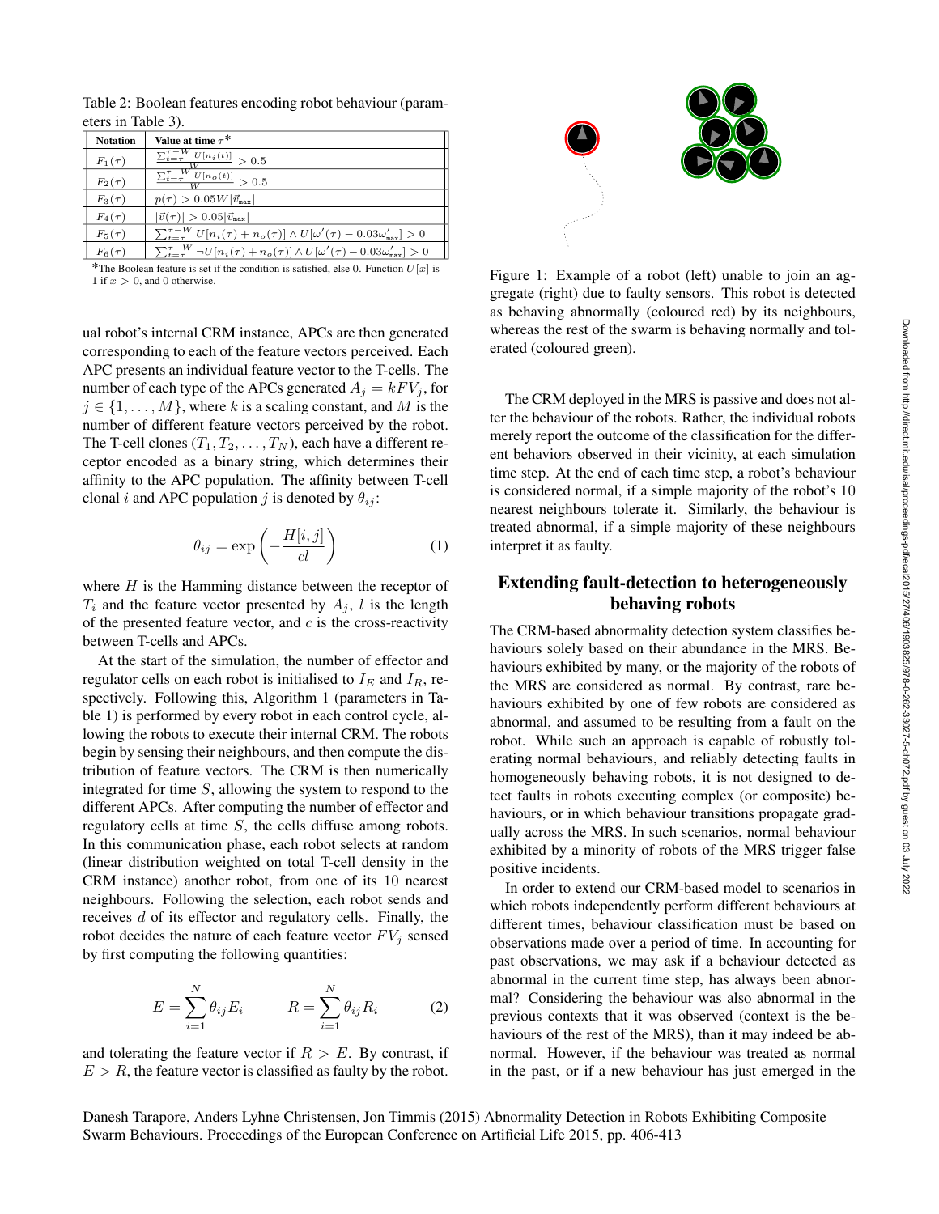Table 2: Boolean features encoding robot behaviour (parameters in Table 3).

| Notation | Value at time $\tau$* |
|---|---|
| $F_1(\tau)$ | $\frac{\sum_{t=\tau}^{\tau-W} U[n_i(t)]}{W} > 0.5$ |
| $F_2(\tau)$ | $\frac{\sum_{t=\tau}^{\tau-W} U[n_o(t)]}{W} > 0.5$ |
| $F_3(\tau)$ | $p(\tau) > 0.05W\lvert\vec{v}_{\max}\rvert$ |
| $F_4(\tau)$ | $\lvert\vec{v}(\tau)\rvert > 0.05\lvert\vec{v}_{\max}\rvert$ |
| $F_5(\tau)$ | $\sum_{t=\tau}^{\tau-W} U[n_i(\tau)+n_o(\tau)] \wedge U[\omega'(\tau) - 0.03\omega'_{\max}] > 0$ |
| $F_6(\tau)$ | $\sum_{t=\tau}^{\tau-W} \neg U[n_i(\tau)+n_o(\tau)] \wedge U[\omega'(\tau) - 0.03\omega'_{\max}] > 0$ |

*The Boolean feature is set if the condition is satisfied, else 0. Function $U[x]$ is 1 if $x > 0$, and 0 otherwise.

ual robot's internal CRM instance, APCs are then generated corresponding to each of the feature vectors perceived. Each APC presents an individual feature vector to the T-cells. The number of each type of the APCs generated $A_j = kFV_j$, for $j \in \{1, \ldots, M\}$, where $k$ is a scaling constant, and $M$ is the number of different feature vectors perceived by the robot. The T-cell clones $(T_1, T_2, \ldots, T_N)$, each have a different receptor encoded as a binary string, which determines their affinity to the APC population. The affinity between T-cell clonal $i$ and APC population $j$ is denoted by $\theta_{ij}$:

$$\theta_{ij} = \exp\left(-\frac{H[i,j]}{cl}\right) \tag{1}$$

where $H$ is the Hamming distance between the receptor of $T_i$ and the feature vector presented by $A_j$, $l$ is the length of the presented feature vector, and $c$ is the cross-reactivity between T-cells and APCs.

At the start of the simulation, the number of effector and regulator cells on each robot is initialised to $I_E$ and $I_R$, respectively. Following this, Algorithm 1 (parameters in Table 1) is performed by every robot in each control cycle, allowing the robots to execute their internal CRM. The robots begin by sensing their neighbours, and then compute the distribution of feature vectors. The CRM is then numerically integrated for time $S$, allowing the system to respond to the different APCs. After computing the number of effector and regulatory cells at time $S$, the cells diffuse among robots. In this communication phase, each robot selects at random (linear distribution weighted on total T-cell density in the CRM instance) another robot, from one of its 10 nearest neighbours. Following the selection, each robot sends and receives $d$ of its effector and regulatory cells. Finally, the robot decides the nature of each feature vector $FV_j$ sensed by first computing the following quantities:

$$E = \sum_{i=1}^{N} \theta_{ij} E_i \qquad R = \sum_{i=1}^{N} \theta_{ij} R_i \tag{2}$$

and tolerating the feature vector if $R > E$. By contrast, if $E > R$, the feature vector is classified as faulty by the robot.

Figure 1: Example of a robot (left) unable to join an aggregate (right) due to faulty sensors. This robot is detected as behaving abnormally (coloured red) by its neighbours, whereas the rest of the swarm is behaving normally and tolerated (coloured green).

The CRM deployed in the MRS is passive and does not alter the behaviour of the robots. Rather, the individual robots merely report the outcome of the classification for the different behaviors observed in their vicinity, at each simulation time step. At the end of each time step, a robot's behaviour is considered normal, if a simple majority of the robot's 10 nearest neighbours tolerate it. Similarly, the behaviour is treated abnormal, if a simple majority of these neighbours interpret it as faulty.

## Extending fault-detection to heterogeneously behaving robots

The CRM-based abnormality detection system classifies behaviours solely based on their abundance in the MRS. Behaviours exhibited by many, or the majority of the robots of the MRS are considered as normal. By contrast, rare behaviours exhibited by one of few robots are considered as abnormal, and assumed to be resulting from a fault on the robot. While such an approach is capable of robustly tolerating normal behaviours, and reliably detecting faults in homogeneously behaving robots, it is not designed to detect faults in robots executing complex (or composite) behaviours, or in which behaviour transitions propagate gradually across the MRS. In such scenarios, normal behaviour exhibited by a minority of robots of the MRS trigger false positive incidents.

In order to extend our CRM-based model to scenarios in which robots independently perform different behaviours at different times, behaviour classification must be based on observations made over a period of time. In accounting for past observations, we may ask if a behaviour detected as abnormal in the current time step, has always been abnormal? Considering the behaviour was also abnormal in the previous contexts that it was observed (context is the behaviours of the rest of the MRS), than it may indeed be abnormal. However, if the behaviour was treated as normal in the past, or if a new behaviour has just emerged in the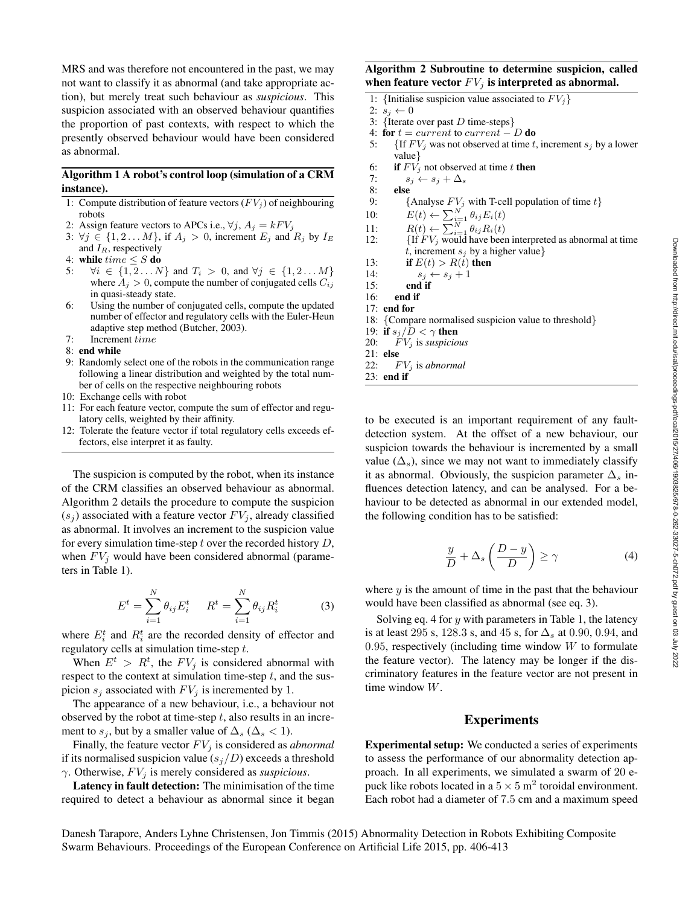MRS and was therefore not encountered in the past, we may not want to classify it as abnormal (and take appropriate action), but merely treat such behaviour as *suspicious*. This suspicion associated with an observed behaviour quantifies the proportion of past contexts, with respect to which the presently observed behaviour would have been considered as abnormal.

**Algorithm 1** A robot's control loop (simulation of a CRM instance).

1: Compute distribution of feature vectors ($FV_j$) of neighbouring robots
2: Assign feature vectors to APCs i.e., $\forall j$, $A_j = kFV_j$
3: $\forall j \in \{1, 2 \ldots M\}$, if $A_j > 0$, increment $E_j$ and $R_j$ by $I_E$ and $I_R$, respectively
4: **while** $time \leq S$ **do**
5: $\quad\forall i \in \{1, 2 \ldots N\}$ and $T_i > 0$, and $\forall j \in \{1, 2 \ldots M\}$ where $A_j > 0$, compute the number of conjugated cells $C_{ij}$ in quasi-steady state.
6: $\quad$Using the number of conjugated cells, compute the updated number of effector and regulatory cells with the Euler-Heun adaptive step method (Butcher, 2003).
7: $\quad$Increment $time$
8: **end while**
9: Randomly select one of the robots in the communication range following a linear distribution and weighted by the total number of cells on the respective neighbouring robots
10: Exchange cells with robot
11: For each feature vector, compute the sum of effector and regulatory cells, weighted by their affinity.
12: Tolerate the feature vector if total regulatory cells exceeds effectors, else interpret it as faulty.

The suspicion is computed by the robot, when its instance of the CRM classifies an observed behaviour as abnormal. Algorithm 2 details the procedure to compute the suspicion ($s_j$) associated with a feature vector $FV_j$, already classified as abnormal. It involves an increment to the suspicion value for every simulation time-step $t$ over the recorded history $D$, when $FV_j$ would have been considered abnormal (parameters in Table 1).

$$E^t = \sum_{i=1}^{N} \theta_{ij} E_i^t \qquad R^t = \sum_{i=1}^{N} \theta_{ij} R_i^t \tag{3}$$

where $E_i^t$ and $R_i^t$ are the recorded density of effector and regulatory cells at simulation time-step $t$.

When $E^t > R^t$, the $FV_j$ is considered abnormal with respect to the context at simulation time-step $t$, and the suspicion $s_j$ associated with $FV_j$ is incremented by 1.

The appearance of a new behaviour, i.e., a behaviour not observed by the robot at time-step $t$, also results in an increment to $s_j$, but by a smaller value of $\Delta_s$ ($\Delta_s < 1$).

Finally, the feature vector $FV_j$ is considered as *abnormal* if its normalised suspicion value ($s_j/D$) exceeds a threshold $\gamma$. Otherwise, $FV_j$ is merely considered as *suspicious*.

**Latency in fault detection:** The minimisation of the time required to detect a behaviour as abnormal since it began to be executed is an important requirement of any fault-detection system. At the offset of a new behaviour, our suspicion towards the behaviour is incremented by a small value ($\Delta_s$), since we may not want to immediately classify it as abnormal. Obviously, the suspicion parameter $\Delta_s$ influences detection latency, and can be analysed. For a behaviour to be detected as abnormal in our extended model, the following condition has to be satisfied:

**Algorithm 2** Subroutine to determine suspicion, called when feature vector $FV_j$ is interpreted as abnormal.

1: {Initialise suspicion value associated to $FV_j$}
2: $s_j \leftarrow 0$
3: {Iterate over past $D$ time-steps}
4: **for** $t = current$ to $current - D$ **do**
5: $\quad$ {If $FV_j$ was not observed at time $t$, increment $s_j$ by a lower value}
6: $\quad$ **if** $FV_j$ not observed at time $t$ **then**
7: $\quad\quad s_j \leftarrow s_j + \Delta_s$
8: $\quad$ **else**
9: $\quad\quad$ {Analyse $FV_j$ with T-cell population of time $t$}
10: $\quad\quad E(t) \leftarrow \sum_{i=1}^{N} \theta_{ij} E_i(t)$
11: $\quad\quad R(t) \leftarrow \sum_{i=1}^{N} \theta_{ij} R_i(t)$
12: $\quad\quad$ {If $FV_j$ would have been interpreted as abnormal at time $t$, increment $s_j$ by a higher value}
13: $\quad\quad$ **if** $E(t) > R(t)$ **then**
14: $\quad\quad\quad s_j \leftarrow s_j + 1$
15: $\quad\quad$ **end if**
16: $\quad$ **end if**
17: **end for**
18: {Compare normalised suspicion value to threshold}
19: **if** $s_j/D < \gamma$ **then**
20: $\quad FV_j$ is *suspicious*
21: **else**
22: $\quad FV_j$ is *abnormal*
23: **end if**

$$\frac{y}{D} + \Delta_s \left( \frac{D - y}{D} \right) \geq \gamma \tag{4}$$

where $y$ is the amount of time in the past that the behaviour would have been classified as abnormal (see eq. 3).

Solving eq. 4 for $y$ with parameters in Table 1, the latency is at least 295 s, 128.3 s, and 45 s, for $\Delta_s$ at 0.90, 0.94, and 0.95, respectively (including time window $W$ to formulate the feature vector). The latency may be longer if the discriminatory features in the feature vector are not present in time window $W$.

## Experiments

**Experimental setup:** We conducted a series of experiments to assess the performance of our abnormality detection approach. In all experiments, we simulated a swarm of 20 e-puck like robots located in a $5 \times 5$ m$^2$ toroidal environment. Each robot had a diameter of 7.5 cm and a maximum speed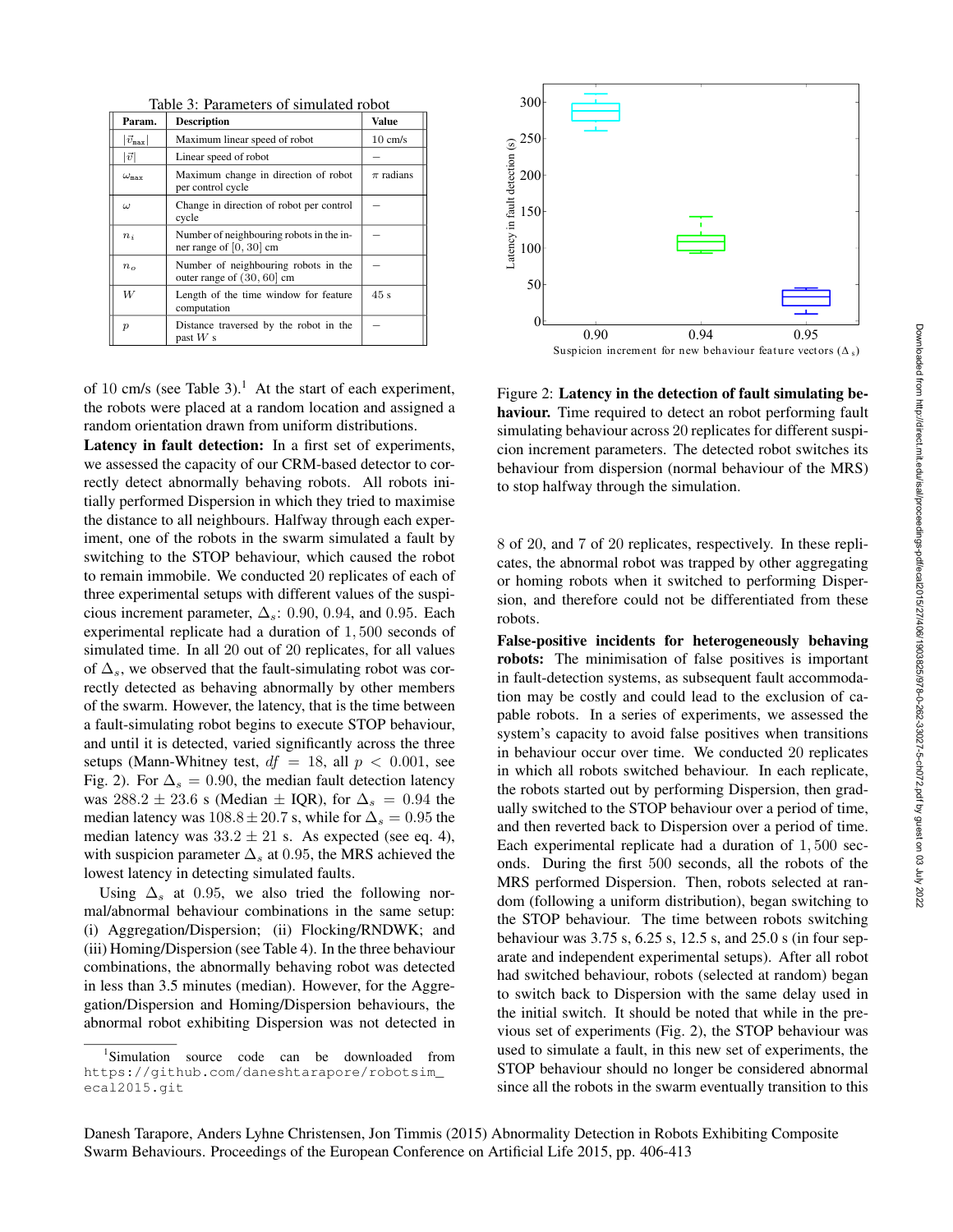Table 3: Parameters of simulated robot

| Param. | Description | Value |
|---|---|---|
| $\|\vec{v}_{\max}\|$ | Maximum linear speed of robot | 10 cm/s |
| $\|\vec{v}\|$ | Linear speed of robot | – |
| $\omega_{\max}$ | Maximum change in direction of robot per control cycle | $\pi$ radians |
| $\omega$ | Change in direction of robot per control cycle | – |
| $n_i$ | Number of neighbouring robots in the inner range of $[0, 30]$ cm | – |
| $n_o$ | Number of neighbouring robots in the outer range of $(30, 60]$ cm | – |
| $W$ | Length of the time window for feature computation | 45 s |
| $p$ | Distance traversed by the robot in the past $W$ s | – |

of 10 cm/s (see Table 3).[1] At the start of each experiment, the robots were placed at a random location and assigned a random orientation drawn from uniform distributions.

**Latency in fault detection:** In a first set of experiments, we assessed the capacity of our CRM-based detector to correctly detect abnormally behaving robots. All robots initially performed Dispersion in which they tried to maximise the distance to all neighbours. Halfway through each experiment, one of the robots in the swarm simulated a fault by switching to the STOP behaviour, which caused the robot to remain immobile. We conducted 20 replicates of each of three experimental setups with different values of the suspicious increment parameter, $\Delta_s$: 0.90, 0.94, and 0.95. Each experimental replicate had a duration of $1,500$ seconds of simulated time. In all 20 out of 20 replicates, for all values of $\Delta_s$, we observed that the fault-simulating robot was correctly detected as behaving abnormally by other members of the swarm. However, the latency, that is the time between a fault-simulating robot begins to execute STOP behaviour, and until it is detected, varied significantly across the three setups (Mann-Whitney test, $df = 18$, all $p < 0.001$, see Fig. 2). For $\Delta_s = 0.90$, the median fault detection latency was $288.2 \pm 23.6$ s (Median $\pm$ IQR), for $\Delta_s = 0.94$ the median latency was $108.8 \pm 20.7$ s, while for $\Delta_s = 0.95$ the median latency was $33.2 \pm 21$ s. As expected (see eq. 4), with suspicion parameter $\Delta_s$ at 0.95, the MRS achieved the lowest latency in detecting simulated faults.

Using $\Delta_s$ at 0.95, we also tried the following normal/abnormal behaviour combinations in the same setup: (i) Aggregation/Dispersion; (ii) Flocking/RNDWK; and (iii) Homing/Dispersion (see Table 4). In the three behaviour combinations, the abnormally behaving robot was detected in less than 3.5 minutes (median). However, for the Aggregation/Dispersion and Homing/Dispersion behaviours, the abnormal robot exhibiting Dispersion was not detected in

[1] Simulation source code can be downloaded from https://github.com/daneshtarapore/robotsim_ecal2015.git

300
250
200
150
100
50
0
Latency in fault detection (s)
0.90
0.94
0.95
Suspicion increment for new behaviour feature vectors ($\Delta_s$)

Figure 2: **Latency in the detection of fault simulating behaviour.** Time required to detect an robot performing fault simulating behaviour across 20 replicates for different suspicion increment parameters. The detected robot switches its behaviour from dispersion (normal behaviour of the MRS) to stop halfway through the simulation.

8 of 20, and 7 of 20 replicates, respectively. In these replicates, the abnormal robot was trapped by other aggregating or homing robots when it switched to performing Dispersion, and therefore could not be differentiated from these robots.

**False-positive incidents for heterogeneously behaving robots:** The minimisation of false positives is important in fault-detection systems, as subsequent fault accommodation may be costly and could lead to the exclusion of capable robots. In a series of experiments, we assessed the system's capacity to avoid false positives when transitions in behaviour occur over time. We conducted 20 replicates in which all robots switched behaviour. In each replicate, the robots started out by performing Dispersion, then gradually switched to the STOP behaviour over a period of time, and then reverted back to Dispersion over a period of time. Each experimental replicate had a duration of $1,500$ seconds. During the first 500 seconds, all the robots of the MRS performed Dispersion. Then, robots selected at random (following a uniform distribution), began switching to the STOP behaviour. The time between robots switching behaviour was 3.75 s, 6.25 s, 12.5 s, and 25.0 s (in four separate and independent experimental setups). After all robot had switched behaviour, robots (selected at random) began to switch back to Dispersion with the same delay used in the initial switch. It should be noted that while in the previous set of experiments (Fig. 2), the STOP behaviour was used to simulate a fault, in this new set of experiments, the STOP behaviour should no longer be considered abnormal since all the robots in the swarm eventually transition to this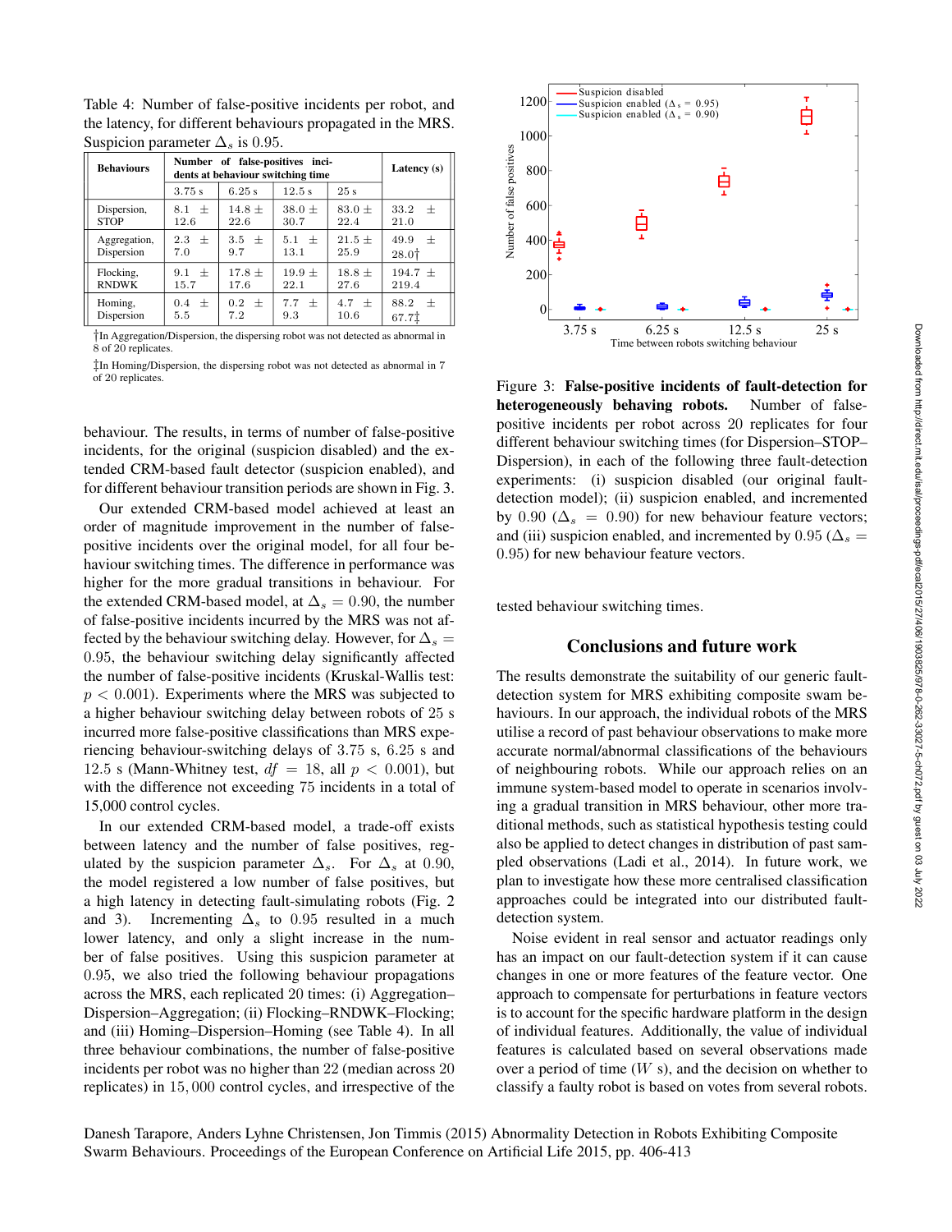Table 4: Number of false-positive incidents per robot, and the latency, for different behaviours propagated in the MRS. Suspicion parameter $\Delta_s$ is 0.95.

| Behaviours | Number of false-positives incidents at behaviour switching time | | | | Latency (s) |
|---|---|---|---|---|---|
| | 3.75 s | 6.25 s | 12.5 s | 25 s | |
| Dispersion, STOP | 8.1 ± 12.6 | 14.8 ± 22.6 | 38.0 ± 30.7 | 83.0 ± 22.4 | 33.2 ± 21.0 |
| Aggregation, Dispersion | 2.3 ± 7.0 | 3.5 ± 9.7 | 5.1 ± 13.1 | 21.5 ± 25.9 | 49.9 ± 28.0† |
| Flocking, RNDWK | 9.1 ± 15.7 | 17.8 ± 17.6 | 19.9 ± 22.1 | 18.8 ± 27.6 | 194.7 ± 219.4 |
| Homing, Dispersion | 0.4 ± 5.5 | 0.2 ± 7.2 | 7.7 ± 9.3 | 4.7 ± 10.6 | 88.2 ± 67.7‡ |

†In Aggregation/Dispersion, the dispersing robot was not detected as abnormal in 8 of 20 replicates.

‡In Homing/Dispersion, the dispersing robot was not detected as abnormal in 7 of 20 replicates.

behaviour. The results, in terms of number of false-positive incidents, for the original (suspicion disabled) and the extended CRM-based fault detector (suspicion enabled), and for different behaviour transition periods are shown in Fig. 3.

Our extended CRM-based model achieved at least an order of magnitude improvement in the number of false-positive incidents over the original model, for all four behaviour switching times. The difference in performance was higher for the more gradual transitions in behaviour. For the extended CRM-based model, at $\Delta_s = 0.90$, the number of false-positive incidents incurred by the MRS was not affected by the behaviour switching delay. However, for $\Delta_s = 0.95$, the behaviour switching delay significantly affected the number of false-positive incidents (Kruskal-Wallis test: $p < 0.001$). Experiments where the MRS was subjected to a higher behaviour switching delay between robots of 25 s incurred more false-positive classifications than MRS experiencing behaviour-switching delays of 3.75 s, 6.25 s and 12.5 s (Mann-Whitney test, $df = 18$, all $p < 0.001$), but with the difference not exceeding 75 incidents in a total of 15,000 control cycles.

In our extended CRM-based model, a trade-off exists between latency and the number of false positives, regulated by the suspicion parameter $\Delta_s$. For $\Delta_s$ at 0.90, the model registered a low number of false positives, but a high latency in detecting fault-simulating robots (Fig. 2 and 3). Incrementing $\Delta_s$ to 0.95 resulted in a much lower latency, and only a slight increase in the number of false positives. Using this suspicion parameter at 0.95, we also tried the following behaviour propagations across the MRS, each replicated 20 times: (i) Aggregation–Dispersion–Aggregation; (ii) Flocking–RNDWK–Flocking; and (iii) Homing–Dispersion–Homing (see Table 4). In all three behaviour combinations, the number of false-positive incidents per robot was no higher than 22 (median across 20 replicates) in $15,000$ control cycles, and irrespective of the tested behaviour switching times.

Suspicion disabled
Suspicion enabled ($\Delta_s$ = 0.95)
Suspicion enabled ($\Delta_s$ = 0.90)
Number of false positives
0
200
400
600
800
1000
1200
3.75 s
6.25 s
12.5 s
25 s
Time between robots switching behaviour

Figure 3: **False-positive incidents of fault-detection for heterogeneously behaving robots.** Number of false-positive incidents per robot across 20 replicates for four different behaviour switching times (for Dispersion–STOP–Dispersion), in each of the following three fault-detection experiments: (i) suspicion disabled (our original fault-detection model); (ii) suspicion enabled, and incremented by 0.90 ($\Delta_s = 0.90$) for new behaviour feature vectors; and (iii) suspicion enabled, and incremented by 0.95 ($\Delta_s = 0.95$) for new behaviour feature vectors.

## Conclusions and future work

The results demonstrate the suitability of our generic fault-detection system for MRS exhibiting composite swam behaviours. In our approach, the individual robots of the MRS utilise a record of past behaviour observations to make more accurate normal/abnormal classifications of the behaviours of neighbouring robots. While our approach relies on an immune system-based model to operate in scenarios involving a gradual transition in MRS behaviour, other more traditional methods, such as statistical hypothesis testing could also be applied to detect changes in distribution of past sampled observations (Ladi et al., 2014). In future work, we plan to investigate how these more centralised classification approaches could be integrated into our distributed fault-detection system.

Noise evident in real sensor and actuator readings only has an impact on our fault-detection system if it can cause changes in one or more features of the feature vector. One approach to compensate for perturbations in feature vectors is to account for the specific hardware platform in the design of individual features. Additionally, the value of individual features is calculated based on several observations made over a period of time ($W$ s), and the decision on whether to classify a faulty robot is based on votes from several robots.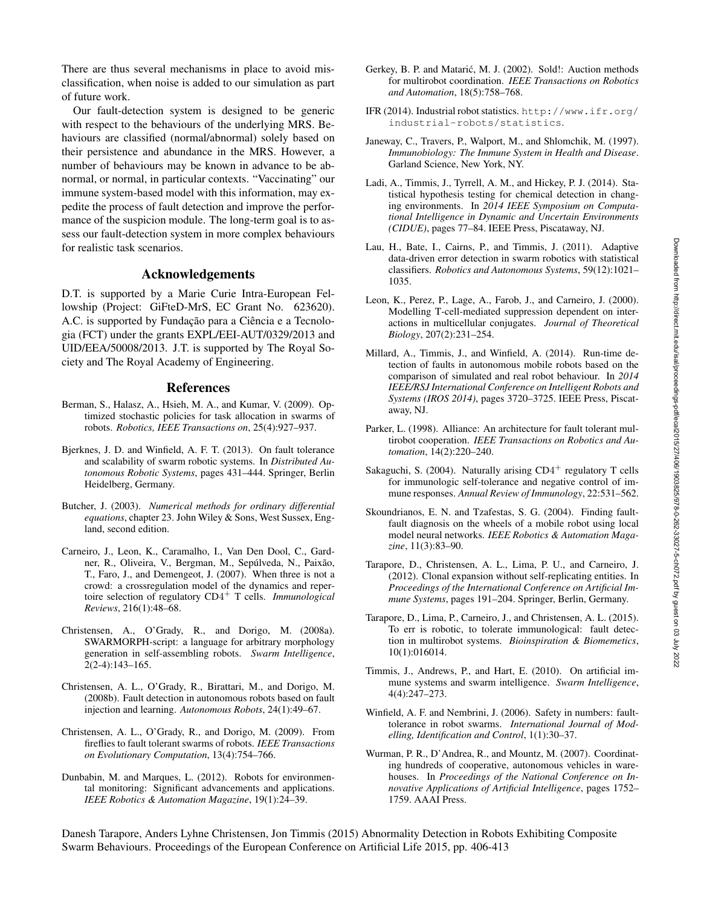There are thus several mechanisms in place to avoid misclassification, when noise is added to our simulation as part of future work.

Our fault-detection system is designed to be generic with respect to the behaviours of the underlying MRS. Behaviours are classified (normal/abnormal) solely based on their persistence and abundance in the MRS. However, a number of behaviours may be known in advance to be abnormal, or normal, in particular contexts. "Vaccinating" our immune system-based model with this information, may expedite the process of fault detection and improve the performance of the suspicion module. The long-term goal is to assess our fault-detection system in more complex behaviours for realistic task scenarios.

## Acknowledgements

D.T. is supported by a Marie Curie Intra-European Fellowship (Project: GiFteD-MrS, EC Grant No. 623620). A.C. is supported by Fundação para a Ciência e a Tecnologia (FCT) under the grants EXPL/EEI-AUT/0329/2013 and UID/EEA/50008/2013. J.T. is supported by The Royal Society and The Royal Academy of Engineering.

## References

Berman, S., Halasz, A., Hsieh, M. A., and Kumar, V. (2009). Optimized stochastic policies for task allocation in swarms of robots. *Robotics, IEEE Transactions on*, 25(4):927–937.

Bjerknes, J. D. and Winfield, A. F. T. (2013). On fault tolerance and scalability of swarm robotic systems. In *Distributed Autonomous Robotic Systems*, pages 431–444. Springer, Berlin Heidelberg, Germany.

Butcher, J. (2003). *Numerical methods for ordinary differential equations*, chapter 23. John Wiley & Sons, West Sussex, England, second edition.

Carneiro, J., Leon, K., Caramalho, I., Van Den Dool, C., Gardner, R., Oliveira, V., Bergman, M., Sepúlveda, N., Paixão, T., Faro, J., and Demengeot, J. (2007). When three is not a crowd: a crossregulation model of the dynamics and repertoire selection of regulatory $CD4^+$ T cells. *Immunological Reviews*, 216(1):48–68.

Christensen, A., O'Grady, R., and Dorigo, M. (2008a). SWARMORPH-script: a language for arbitrary morphology generation in self-assembling robots. *Swarm Intelligence*, 2(2-4):143–165.

Christensen, A. L., O'Grady, R., Birattari, M., and Dorigo, M. (2008b). Fault detection in autonomous robots based on fault injection and learning. *Autonomous Robots*, 24(1):49–67.

Christensen, A. L., O'Grady, R., and Dorigo, M. (2009). From fireflies to fault tolerant swarms of robots. *IEEE Transactions on Evolutionary Computation*, 13(4):754–766.

Dunbabin, M. and Marques, L. (2012). Robots for environmental monitoring: Significant advancements and applications. *IEEE Robotics & Automation Magazine*, 19(1):24–39.

Gerkey, B. P. and Matarić, M. J. (2002). Sold!: Auction methods for multirobot coordination. *IEEE Transactions on Robotics and Automation*, 18(5):758–768.

IFR (2014). Industrial robot statistics. http://www.ifr.org/industrial-robots/statistics.

Janeway, C., Travers, P., Walport, M., and Shlomchik, M. (1997). *Immunobiology: The Immune System in Health and Disease*. Garland Science, New York, NY.

Ladi, A., Timmis, J., Tyrrell, A. M., and Hickey, P. J. (2014). Statistical hypothesis testing for chemical detection in changing environments. In *2014 IEEE Symposium on Computational Intelligence in Dynamic and Uncertain Environments (CIDUE)*, pages 77–84. IEEE Press, Piscataway, NJ.

Lau, H., Bate, I., Cairns, P., and Timmis, J. (2011). Adaptive data-driven error detection in swarm robotics with statistical classifiers. *Robotics and Autonomous Systems*, 59(12):1021–1035.

Leon, K., Perez, P., Lage, A., Farob, J., and Carneiro, J. (2000). Modelling T-cell-mediated suppression dependent on interactions in multicellular conjugates. *Journal of Theoretical Biology*, 207(2):231–254.

Millard, A., Timmis, J., and Winfield, A. (2014). Run-time detection of faults in autonomous mobile robots based on the comparison of simulated and real robot behaviour. In *2014 IEEE/RSJ International Conference on Intelligent Robots and Systems (IROS 2014)*, pages 3720–3725. IEEE Press, Piscataway, NJ.

Parker, L. (1998). Alliance: An architecture for fault tolerant multirobot cooperation. *IEEE Transactions on Robotics and Automation*, 14(2):220–240.

Sakaguchi, S. (2004). Naturally arising $CD4^+$ regulatory T cells for immunologic self-tolerance and negative control of immune responses. *Annual Review of Immunology*, 22:531–562.

Skoundrianos, E. N. and Tzafestas, S. G. (2004). Finding fault-fault diagnosis on the wheels of a mobile robot using local model neural networks. *IEEE Robotics & Automation Magazine*, 11(3):83–90.

Tarapore, D., Christensen, A. L., Lima, P. U., and Carneiro, J. (2012). Clonal expansion without self-replicating entities. In *Proceedings of the International Conference on Artificial Immune Systems*, pages 191–204. Springer, Berlin, Germany.

Tarapore, D., Lima, P., Carneiro, J., and Christensen, A. L. (2015). To err is robotic, to tolerate immunological: fault detection in multirobot systems. *Bioinspiration & Biomemetics*, 10(1):016014.

Timmis, J., Andrews, P., and Hart, E. (2010). On artificial immune systems and swarm intelligence. *Swarm Intelligence*, 4(4):247–273.

Winfield, A. F. and Nembrini, J. (2006). Safety in numbers: fault-tolerance in robot swarms. *International Journal of Modelling, Identification and Control*, 1(1):30–37.

Wurman, P. R., D'Andrea, R., and Mountz, M. (2007). Coordinating hundreds of cooperative, autonomous vehicles in warehouses. In *Proceedings of the National Conference on Innovative Applications of Artificial Intelligence*, pages 1752–1759. AAAI Press.